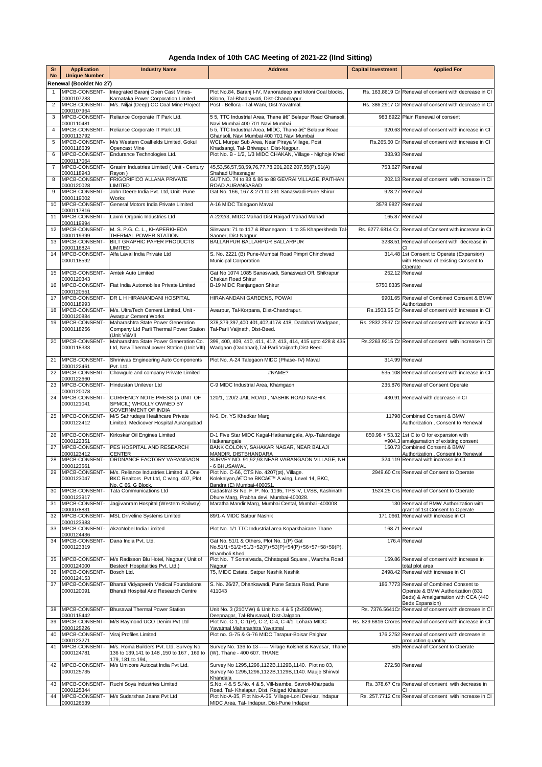# Agenda Index of 10th CAC Meeting of 2021-22 (IInd Sitting)

| Sr No | Application Unique Number | Industry Name | Address | Capital Investment | Applied For |
|---|---|---|---|---|---|
| **Renewal (Booklet No 27)** | | | | | |
| 1 | MPCB-CONSENT-0000107283 | Integrated Baranj Open Cast Mines-Karnataka Power Corporation Limited | Plot No.84, Baranj I-IV, Manoradeep and kiloni Coal blocks, Kilono, Tal-Bhadrawati, Dist-Chandrapur. | Rs. 163.8619 Cr | Renewal of consent with decrease in CI |
| 2 | MPCB-CONSENT-0000107964 | M/s. Niljai (Deep) OC Coal Mine Project | Post - Bellora - Tal-Wani, Dist-Yavatmal. | Rs. 386.2917 Cr | Renewal of consent with decrease in CI |
| 3 | MPCB-CONSENT-0000110481 | Reliance Corporate IT Park Ltd. | 5 5, TTC Industrial Area, Thane â€" Belapur Road Ghansoli, Navi Mumbai 400 701 Navi Mumbai | 983.8922 | Plain Renewal of consent |
| 4 | MPCB-CONSENT-0000113792 | Reliance Corporate IT Park Ltd. | 5 5, TTC Industrial Area, MIDC, Thane â€" Belapur Road Ghansoli, Navi Mumbai 400 701 Navi Mumbai | 920.63 | Renewal of consent with increase in CI |
| 5 | MPCB-CONSENT-0000116639 | M/s Western Coalfields Limited, Gokul Opencast Mine | WCL Murpar Sub Area, Near Piraya Village, Post Khadsangi, Tal- Bhiwapur, Dist-Nagpur. | Rs.265.60 Cr | Renewal of consent with increase in CI |
| 6 | MPCB-CONSENT-0000117064 | Endurance Technologies Ltd. | Plot No. B - 1/2, 1/3 MIDC CHAKAN, Village - Nighoje Khed | 383.93 | Renewal |
| 7 | MPCB-CONSENT-0000118943 | Grasim Industries Limited ( Unit - Century Rayon ) | 45,53,56,57,58,59,76,77,78,201,202,207,55(P),51(A) Shahad Ulhasnagar | 753.627 | Renewal |
| 8 | MPCB-CONSENT-0000120028 | FRIGORIFICO ALLANA PRIVATE LIMITED | GUT NO. 74 to 83 & 86 to 88 GEVRAI VILLAGE, PAITHAN ROAD AURANGABAD | 202.13 | Renewal of consent with increase in CI |
| 9 | MPCB-CONSENT-0000119002 | John Deere India Pvt. Ltd, Unit- Pune Works | Gat No. 166, 167 & 271 to 291 Sanaswadi-Pune Shirur | 928.27 | Renewal |
| 10 | MPCB-CONSENT-0000117816 | General Motors India Private Limited | A-16 MIDC Talegaon Maval | 3578.9827 | Renewal |
| 11 | MPCB-CONSENT-0000119994 | Laxmi Organic Industries Ltd | A-22/2/3, MIDC Mahad Dist Raigad Mahad Mahad | 165.87 | Renewal |
| 12 | MPCB-CONSENT-0000119399 | M. S. P.G. C. L., KHAPERKHEDA THERMAL POWER STATION | Silewara: 71 to 117 & Bhanegaon : 1 to 35 Khaperkheda Tal-Saoner, Dist-Nagpur | Rs. 6277.6814 Cr. | Renewal of Consent with increase in CI |
| 13 | MPCB-CONSENT-0000116824 | BILT GRAPHIC PAPER PRODUCTS LIMITED | BALLARPUR BALLARPUR BALLARPUR | 3238.51 | Renewal of consent with decrease in CI |
| 14 | MPCB-CONSENT-0000118592 | Alfa Laval India Private Ltd | S. No. 2221 (B) Pune-Mumbai Road Pimpri Chinchwad Municipal Corporation | 314.48 | 1st Consent to Operate (Expansion) with Renewal of existing Consent to Operate |
| 15 | MPCB-CONSENT-0000120343 | Amtek Auto Limited | Gat No 1074 1085 Sanaswadi, Sanaswadi Off. Shikrapur Chakan Road Shirur | 252.12 | Renewal |
| 16 | MPCB-CONSENT-0000120551 | Fiat India Automobiles Private Limited | B-19 MIDC Ranjangaon Shirur | 5750.8335 | Renewal |
| 17 | MPCB-CONSENT-0000118993 | DR L H HIRANANDANI HOSPITAL | HIRANANDANI GARDENS, POWAI | 9901.65 | Renewal of Combined Consent & BMW Authorization |
| 18 | MPCB-CONSENT-0000120884 | M/s. UltraTech Cement Limited, Unit - Awarpur Cement Works | Awarpur, Tal-Korpana, Dist-Chandrapur. | Rs.1503.55 Cr | Renewal of consent with increase in CI |
| 19 | MPCB-CONSENT-0000118256 | Maharashtra State Power Generation Company Ltd Parli Thermal Power Station (Unit Vi&VII | 378,379,397,400,401,402,417& 418, Dadahari Wadgaon, Tal-Parli Vaijnath, Dist-Beed. | Rs. 2832.2537 Cr | Renewal of consent with increase in CI |
| 20 | MPCB-CONSENT-0000118333 | Maharashtra State Power Generation Co. Ltd, New Thermal power Station (Unit VIII) | 399, 400, 409, 410, 411, 412, 413, 414, 415 upto 428 & 435 Wadgaon (Dadahari),Tal-Parli Vaijnath,Dist-Beed. | Rs.2263.9215 Cr | Renewal of consent with increase in CI |
| 21 | MPCB-CONSENT-0000122461 | Shrinivas Engineering Auto Components Pvt. Ltd. | Plot No. A-24 Talegaon MIDC (Phase- IV) Maval | 314.99 | Renewal |
| 22 | MPCB-CONSENT-0000122660 | Chowgule and company Private Limited | #NAME? | 535.108 | Renewal of consent with increase in CI |
| 23 | MPCB-CONSENT-0000120078 | Hindustan Unilever Ltd | C-9 MIDC Industrial Area, Khamgaon | 235.876 | Renewal of Consent Operate |
| 24 | MPCB-CONSENT-0000121041 | CURRENCY NOTE PRESS (a UNIT OF SPMCIL) WHOLLY OWNED BY GOVERNMENT OF INDIA | 120/1, 120/2 JAIL ROAD , NASHIK ROAD NASHIK | 430.91 | Renewal with decrease in CI |
| 25 | MPCB-CONSENT-0000122412 | M/S Sahrudaya Healthcare Private Limited, Medicover Hospital Aurangabad | N-6, Dr. YS Khedkar Marg | 11798 | Combined Consent & BMW Authorization , Consent to Renewal |
| 26 | MPCB-CONSENT-0000122351 | Kirloskar Oil Engines Limited | D-1 Five Star MIDC Kagal-Hatkanangale, A/p.-Talandage Hatkanangale | 850.98 + 53.32 =904.3 | 1st C to O for expansion with amalgamation of existing consent |
| 27 | MPCB-CONSENT-0000123412 | PES HOSPITAL AND RESEARCH CENTER | BANK COLONY, SAHAKAR NAGAR, NEAR BALAJI MANDIR, DISTBHANDARA | 150.73 | Combined Consent & BMW Authorization , Consent to Renewal |
| 28 | MPCB-CONSENT-0000123561 | ORDNANCE FACTORY VARANGAON | SURVEY NO. 91,92,93 NEAR VARANGAON VILLAGE, NH - 6 BHUSAWAL | 324.119 | Renewal with increase in CI |
| 29 | MPCB-CONSENT-0000123047 | M/s. Reliance Industries Limited & One BKC Realtors Pvt Ltd, C wing, 407, Plot No. C 66, G Block, | Plot No. C-66, CTS No. 4207(pt), Village. Kolekalyan,â€˜One BKCâ€™ A wing, Level 14, BKC, Bandra (E) Mumbai-400051. | 2949.60 Crs | Renewal of Consent to Operate |
| 30 | MPCB-CONSENT-0000123917 | Tata Communications Ltd | Cadastral Sr No. F. P. No. 1195, TPS IV, LVSB, Kashinath Dhure Marg, Prabha devi, Mumbai-400028. | 1524.25 Crs | Renewal of Consent to Operate |
| 31 | MPCB-CONSENT-0000078831 | Jagjivanram Hospital (Western Railway) | Maratha Mandir Marg, Mumbai Cental, Mumbai -400008 | 130 | Renewal of BMW Authorization with grant of 1st Consent to Operate |
| 32 | MPCB-CONSENT-0000123983 | MSL Driveline Systems Limited | 89/1-A MIDC Satpur Nashik | 171.0661 | Renewal with increase in CI |
| 33 | MPCB-CONSENT-0000124436 | AkzoNobel India Limited | Plot No. 1/1 TTC Industrial area Koparkhairane Thane | 168.71 | Renewal |
| 34 | MPCB-CONSENT-0000123319 | Dana India Pvt. Ltd. | Gat No. 51/1 & Others, Plot No. 1(P) Gat No.51/1+51/2+51/3+52(P)+53(P)+54(P)+56+57+58+59(P), Bhamboli Khed | 176.4 | Renewal |
| 35 | MPCB-CONSENT-0000124000 | M/s Radisson Blu Hotel, Nagpur ( Unit of Bestech Hospitalities Pvt. Ltd.) | Plot No. 7 Somalwada, Chhatapati Square , Wardha Road Nagpur | 159.86 | Renewal of consent with increase in total plot area |
| 36 | MPCB-CONSENT-0000124153 | Bosch Ltd. | 75, MIDC Estate, Satpur Nashik Nashik | 2498.42 | Renewal with increase in CI |
| 37 | MPCB-CONSENT-0000120091 | Bharati Vidyapeeth Medical Foundations Bharati Hospital And Research Centre | S. No. 26/27, Dhankawadi, Pune Satara Road, Pune 411043 | 186.7773 | Renewal of Combined Consent to Operate & BMW Authorization (831 Beds) & Amalgamation with CCA (440 Beds Expansion) |
| 38 | MPCB-CONSENT-0000115442 | Bhusawal Thermal Power Station | Unit No. 3 (210MW) & Unit No. 4 & 5 (2x500MW), Deepnagar, Tal-Bhusawal, Dist-Jalgaon. | Rs. 7376.5641Cr | Renewal of consent with decrease in CI |
| 39 | MPCB-CONSENT-0000125226 | M/S Raymond UCO Denim Pvt Ltd | Plot No. C-1, C-1(P), C-2, C-4, C-4/1 Lohara MIDC Yavatmal Maharashtra Yavatmal | Rs. 829.6816 Crores | Renewal of consent with increase in CI |
| 40 | MPCB-CONSENT-0000123271 | Viraj Profiles Limited | Plot no. G-75 & G-76 MIDC Tarapur-Boisar Palghar | 176.2752 | Renewal of consent with decrease in production quantity |
| 41 | MPCB-CONSENT-0000124781 | M/s. Roma Builders Pvt. Ltd. Survey No. 136 to 139,141 to 148 ,150 to 167 , 169 to 179, 181 to 194, | Survey No. 136 to 13------ Village Kolshet & Kavesar, Thane (W), Thane - 400 607. THANE | 505 | Renewal of Consent to Operate |
| 42 | MPCB-CONSENT-0000125735 | M/s Umicore Autocat India Pvt Ltd. | Survey No 1295,1296,1122B,1129B,1140. Plot no 03, Survey No 1295,1296,1122B,1129B,1140. Mauje Shirwal Khandala | 272.58 | Renewal |
| 43 | MPCB-CONSENT-0000125344 | Ruchi Soya Industries Limited | S.No. 4 & 5 S.No. 4 & 5, Vill-Isambe, Savroli-Kharpada Road, Tal- Khalapur, Dist. Raigad Khalapur | Rs. 378.67 Crs | Renewal of consent with decrease in CI |
| 44 | MPCB-CONSENT-0000126539 | M/s Sudarshan Jeans Pvt Ltd | Plot No-A-35, Plot No-A-35, Village-Loni Devkar, Indapur MIDC Area, Tal- Indapur, Dist-Pune Indapur | Rs. 257.7712 Crs | Renewal of consent with increase in CI |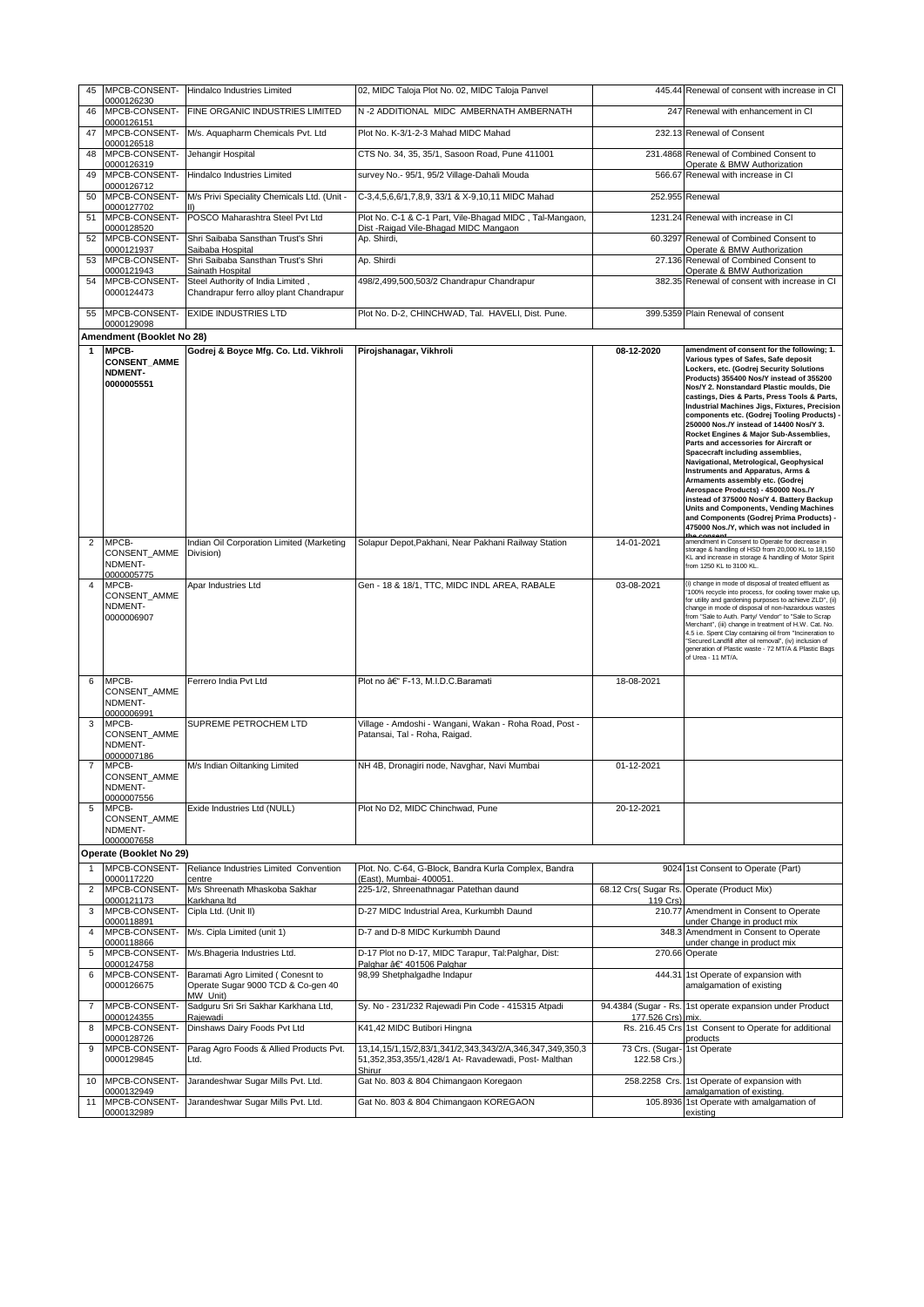| | | | | | |
|---|---|---|---|---|---|
| 45 | MPCB-CONSENT-0000126230 | Hindalco Industries Limited | 02, MIDC Taloja Plot No. 02, MIDC Taloja Panvel | 445.44 | Renewal of consent with increase in CI |
| 46 | MPCB-CONSENT-0000126151 | FINE ORGANIC INDUSTRIES LIMITED | N -2 ADDITIONAL MIDC AMBERNATH AMBERNATH | 247 | Renewal with enhancement in CI |
| 47 | MPCB-CONSENT-0000126518 | M/s. Aquapharm Chemicals Pvt. Ltd | Plot No. K-3/1-2-3 Mahad MIDC Mahad | 232.13 | Renewal of Consent |
| 48 | MPCB-CONSENT-0000126319 | Jehangir Hospital | CTS No. 34, 35, 35/1, Sasoon Road, Pune 411001 | 231.4868 | Renewal of Combined Consent to Operate & BMW Authorization |
| 49 | MPCB-CONSENT-0000126712 | Hindalco Industries Limited | survey No.- 95/1, 95/2 Village-Dahali Mouda | 566.67 | Renewal with increase in CI |
| 50 | MPCB-CONSENT-0000127702 | M/s Privi Speciality Chemicals Ltd. (Unit - II) | C-3,4,5,6,6/1,7,8,9, 33/1 & X-9,10,11 MIDC Mahad | 252.955 | Renewal |
| 51 | MPCB-CONSENT-0000128520 | POSCO Maharashtra Steel Pvt Ltd | Plot No. C-1 & C-1 Part, Vile-Bhagad MIDC , Tal-Mangaon, Dist -Raigad Vile-Bhagad MIDC Mangaon | 1231.24 | Renewal with increase in CI |
| 52 | MPCB-CONSENT-0000121937 | Shri Saibaba Sansthan Trust's Shri Saibaba Hospital | Ap. Shirdi, | 60.3297 | Renewal of Combined Consent to Operate & BMW Authorization |
| 53 | MPCB-CONSENT-0000121943 | Shri Saibaba Sansthan Trust's Shri Sainath Hospital | Ap. Shirdi | 27.136 | Renewal of Combined Consent to Operate & BMW Authorization |
| 54 | MPCB-CONSENT-0000124473 | Steel Authority of India Limited , Chandrapur ferro alloy plant Chandrapur | 498/2,499,500,503/2 Chandrapur Chandrapur | 382.35 | Renewal of consent with increase in CI |
| 55 | MPCB-CONSENT-0000129098 | EXIDE INDUSTRIES LTD | Plot No. D-2, CHINCHWAD, Tal. HAVELI, Dist. Pune. | 399.5359 | Plain Renewal of consent |
| **Amendment (Booklet No 28)** | | | | | |
| **1** | **MPCB-CONSENT_AMMENDMENT-0000005551** | **Godrej & Boyce Mfg. Co. Ltd. Vikhroli** | **Pirojshanagar, Vikhroli** | **08-12-2020** | **amendment of consent for the following; 1. Various types of Safes, Safe deposit Lockers, etc. (Godrej Security Solutions Products) 355400 Nos/Y instead of 355200 Nos/Y 2. Nonstandard Plastic moulds, Die castings, Dies & Parts, Press Tools & Parts, Industrial Machines Jigs, Fixtures, Precision components etc. (Godrej Tooling Products) - 250000 Nos./Y instead of 14400 Nos/Y 3. Rocket Engines & Major Sub-Assemblies, Parts and accessories for Aircraft or Spacecraft including assemblies, Navigational, Metrological, Geophysical Instruments and Apparatus, Arms & Armaments assembly etc. (Godrej Aerospace Products) - 450000 Nos./Y instead of 375000 Nos/Y 4. Battery Backup Units and Components, Vending Machines and Components (Godrej Prima Products) - 475000 Nos./Y, which was not included in the consent** |
| 2 | MPCB-CONSENT_AMMENDMENT-0000005775 | Indian Oil Corporation Limited (Marketing Division) | Solapur Depot,Pakhani, Near Pakhani Railway Station | 14-01-2021 | amendment in Consent to Operate for decrease in storage & handling of HSD from 20,000 KL to 18,150 KL and increase in storage & handling of Motor Spirit from 1250 KL to 3100 KL. |
| 4 | MPCB-CONSENT_AMMENDMENT-0000006907 | Apar Industries Ltd | Gen - 18 & 18/1, TTC, MIDC INDL AREA, RABALE | 03-08-2021 | (i) change in mode of disposal of treated effluent as "100% recycle into process, for cooling tower make up, for utility and gardening purposes to achieve ZLD", (ii) change in mode of disposal of non-hazardous wastes from "Sale to Auth. Party/ Vendor" to "Sale to Scrap Merchant", (iii) change in treatment of H.W. Cat. No. 4.5 i.e. Spent Clay containing oil from "Incineration to "Secured Landfill after oil removal", (iv) inclusion of generation of Plastic waste - 72 MT/A & Plastic Bags of Urea - 11 MT/A. |
| 6 | MPCB-CONSENT_AMMENDMENT-0000006991 | Ferrero India Pvt Ltd | Plot no â€" F-13, M.I.D.C.Baramati | 18-08-2021 | |
| 3 | MPCB-CONSENT_AMMENDMENT-0000007186 | SUPREME PETROCHEM LTD | Village - Amdoshi - Wangani, Wakan - Roha Road, Post - Patansai, Tal - Roha, Raigad. | | |
| 7 | MPCB-CONSENT_AMMENDMENT-0000007556 | M/s Indian Oiltanking Limited | NH 4B, Dronagiri node, Navghar, Navi Mumbai | 01-12-2021 | |
| 5 | MPCB-CONSENT_AMMENDMENT-0000007658 | Exide Industries Ltd (NULL) | Plot No D2, MIDC Chinchwad, Pune | 20-12-2021 | |
| **Operate (Booklet No 29)** | | | | | |
| 1 | MPCB-CONSENT-0000117220 | Reliance Industries Limited Convention centre | Plot. No. C-64, G-Block, Bandra Kurla Complex, Bandra (East), Mumbai- 400051. | 9024 | 1st Consent to Operate (Part) |
| 2 | MPCB-CONSENT-0000121173 | M/s Shreenath Mhaskoba Sakhar Karkhana ltd | 225-1/2, Shreenathnagar Patethan daund | 68.12 Crs( Sugar Rs. 119 Crs) | Operate (Product Mix) |
| 3 | MPCB-CONSENT-0000118891 | Cipla Ltd. (Unit II) | D-27 MIDC Industrial Area, Kurkumbh Daund | 210.77 | Amendment in Consent to Operate under Change in product mix |
| 4 | MPCB-CONSENT-0000118866 | M/s. Cipla Limited (unit 1) | D-7 and D-8 MIDC Kurkumbh Daund | 348.3 | Amendment in Consent to Operate under change in product mix |
| 5 | MPCB-CONSENT-0000124758 | M/s.Bhageria Industries Ltd. | D-17 Plot no D-17, MIDC Tarapur, Tal:Palghar, Dist: Palghar â€" 401506 Palghar | 270.66 | Operate |
| 6 | MPCB-CONSENT-0000126675 | Baramati Agro Limited ( Conesnt to Operate Sugar 9000 TCD & Co-gen 40 MW Unit) | 98,99 Shetphalgadhe Indapur | 444.31 | 1st Operate of expansion with amalgamation of existing |
| 7 | MPCB-CONSENT-0000124355 | Sadguru Sri Sri Sakhar Karkhana Ltd, Rajewadi | Sy. No - 231/232 Rajewadi Pin Code - 415315 Atpadi | 94.4384 (Sugar - Rs. 177.526 Crs) | 1st operate expansion under Product mix. |
| 8 | MPCB-CONSENT-0000128726 | Dinshaws Dairy Foods Pvt Ltd | K41,42 MIDC Butibori Hingna | Rs. 216.45 Crs | 1st Consent to Operate for additional products |
| 9 | MPCB-CONSENT-0000129845 | Parag Agro Foods & Allied Products Pvt. Ltd. | 13,14,15/1,15/2,83/1,341/2,343,343/2/A,346,347,349,350,3 51,352,353,355/1,428/1 At- Ravadewadi, Post- Malthan Shirur | 73 Crs. (Sugar- 122.58 Crs.) | 1st Operate |
| 10 | MPCB-CONSENT-0000132949 | Jarandeshwar Sugar Mills Pvt. Ltd. | Gat No. 803 & 804 Chimangaon Koregaon | 258.2258 Crs. | 1st Operate of expansion with amalgamation of existing. |
| 11 | MPCB-CONSENT-0000132989 | Jarandeshwar Sugar Mills Pvt. Ltd. | Gat No. 803 & 804 Chimangaon KOREGAON | 105.8936 | 1st Operate with amalgamation of existing |